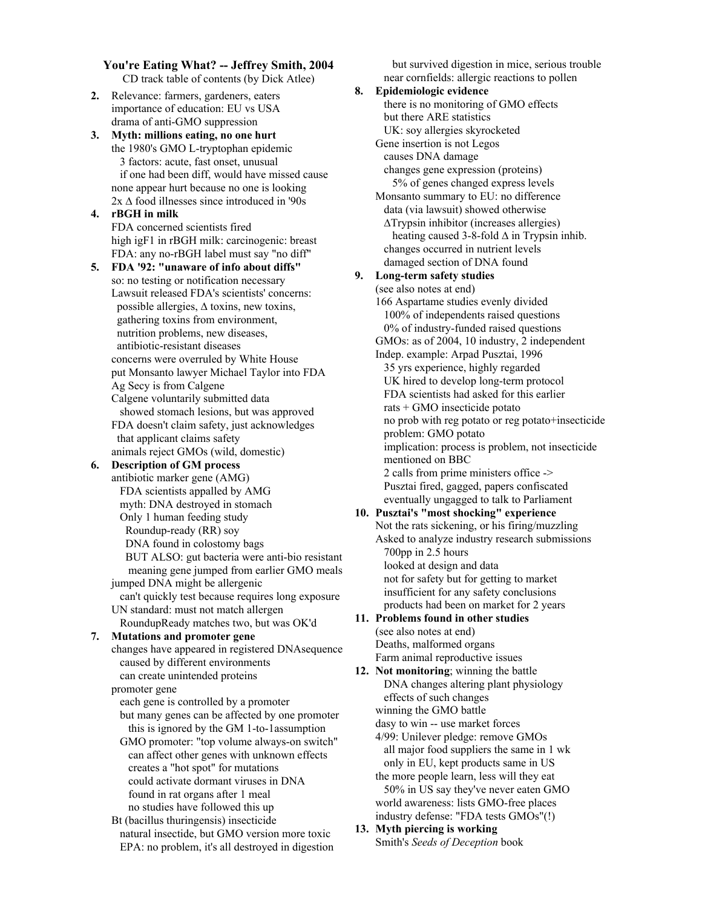**You're Eating What? -- Jeffrey Smith, 2004**

CD track table of contents (by Dick Atlee)

2. **Relevance**: farmers, gardeners, eaters
   - importance of education: EU vs USA
   - drama of anti-GMO suppression
3. **Myth: millions eating, no one hurt**
   - the 1980's GMO L-tryptophan epidemic
     - 3 factors: acute, fast onset, unusual
     - if one had been diff, would have missed cause
   - none appear hurt because no one is looking
   - 2x Δ food illnesses since introduced in '90s
4. **rBGH in milk**
   - FDA concerned scientists fired
   - high igF1 in rBGH milk: carcinogenic: breast
   - FDA: any no-rBGH label must say "no diff"
5. **FDA '92: "unaware of info about diffs"**
   - so: no testing or notification necessary
   - Lawsuit released FDA's scientists' concerns:
     - possible allergies, Δ toxins, new toxins,
     - gathering toxins from environment,
     - nutrition problems, new diseases,
     - antibiotic-resistant diseases
   - concerns were overruled by White House
   - put Monsanto lawyer Michael Taylor into FDA
   - Ag Secy is from Calgene
   - Calgene voluntarily submitted data
     - showed stomach lesions, but was approved
   - FDA doesn't claim safety, just acknowledges
     - that applicant claims safety
   - animals reject GMOs (wild, domestic)
6. **Description of GM process**
   - antibiotic marker gene (AMG)
     - FDA scientists appalled by AMG
     - myth: DNA destroyed in stomach
     - Only 1 human feeding study
       - Roundup-ready (RR) soy
       - DNA found in colostomy bags
       - BUT ALSO: gut bacteria were anti-bio resistant
         - meaning gene jumped from earlier GMO meals
   - jumped DNA might be allergenic
     - can't quickly test because requires long exposure
   - UN standard: must not match allergen
     - RoundupReady matches two, but was OK'd
7. **Mutations and promoter gene**
   - changes have appeared in registered DNAsequence
     - caused by different environments
     - can create unintended proteins
   - promoter gene
     - each gene is controlled by a promoter
     - but many genes can be affected by one promoter
       - this is ignored by the GM 1-to-1assumption
     - GMO promoter: "top volume always-on switch"
       - can affect other genes with unknown effects
       - creates a "hot spot" for mutations
       - could activate dormant viruses in DNA
       - found in rat organs after 1 meal
       - no studies have followed this up
   - Bt (bacillus thuringensis) insecticide
     - natural insecticide, but GMO version more toxic
     - EPA: no problem, it's all destroyed in digestion
     - but survived digestion in mice, serious trouble
     - near cornfields: allergic reactions to pollen
8. **Epidemiologic evidence**
   - there is no monitoring of GMO effects
   - but there ARE statistics
   - UK: soy allergies skyrocketed
   - Gene insertion is not Legos
     - causes DNA damage
     - changes gene expression (proteins)
       - 5% of genes changed express levels
   - Monsanto summary to EU: no difference
     - data (via lawsuit) showed otherwise
     - ΔTrypsin inhibitor (increases allergies)
       - heating caused 3-8-fold Δ in Trypsin inhib.
     - changes occurred in nutrient levels
     - damaged section of DNA found
9. **Long-term safety studies**
   - (see also notes at end)
   - 166 Aspartame studies evenly divided
     - 100% of independents raised questions
     - 0% of industry-funded raised questions
   - GMOs: as of 2004, 10 industry, 2 independent
   - Indep. example: Arpad Pusztai, 1996
     - 35 yrs experience, highly regarded
     - UK hired to develop long-term protocol
     - FDA scientists had asked for this earlier
     - rats + GMO insecticide potato
     - no prob with reg potato or reg potato+insecticide
     - problem: GMO potato
     - implication: process is problem, not insecticide
     - mentioned on BBC
     - 2 calls from prime ministers office ->
     - Pusztai fired, gagged, papers confiscated
     - eventually ungagged to talk to Parliament
10. **Pusztai's "most shocking" experience**
    - Not the rats sickening, or his firing/muzzling
    - Asked to analyze industry research submissions
      - 700pp in 2.5 hours
      - looked at design and data
      - not for safety but for getting to market
      - insufficient for any safety conclusions
      - products had been on market for 2 years
11. **Problems found in other studies**
    - (see also notes at end)
    - Deaths, malformed organs
    - Farm animal reproductive issues
12. **Not monitoring**; winning the battle
    - DNA changes altering plant physiology
    - effects of such changes
    - winning the GMO battle
    - dasy to win -- use market forces
    - 4/99: Unilever pledge: remove GMOs
      - all major food suppliers the same in 1 wk
      - only in EU, kept products same in US
    - the more people learn, less will they eat
      - 50% in US say they've never eaten GMO
    - world awareness: lists GMO-free places
    - industry defense: "FDA tests GMOs"(!)
13. **Myth piercing is working**
    - Smith's *Seeds of Deception* book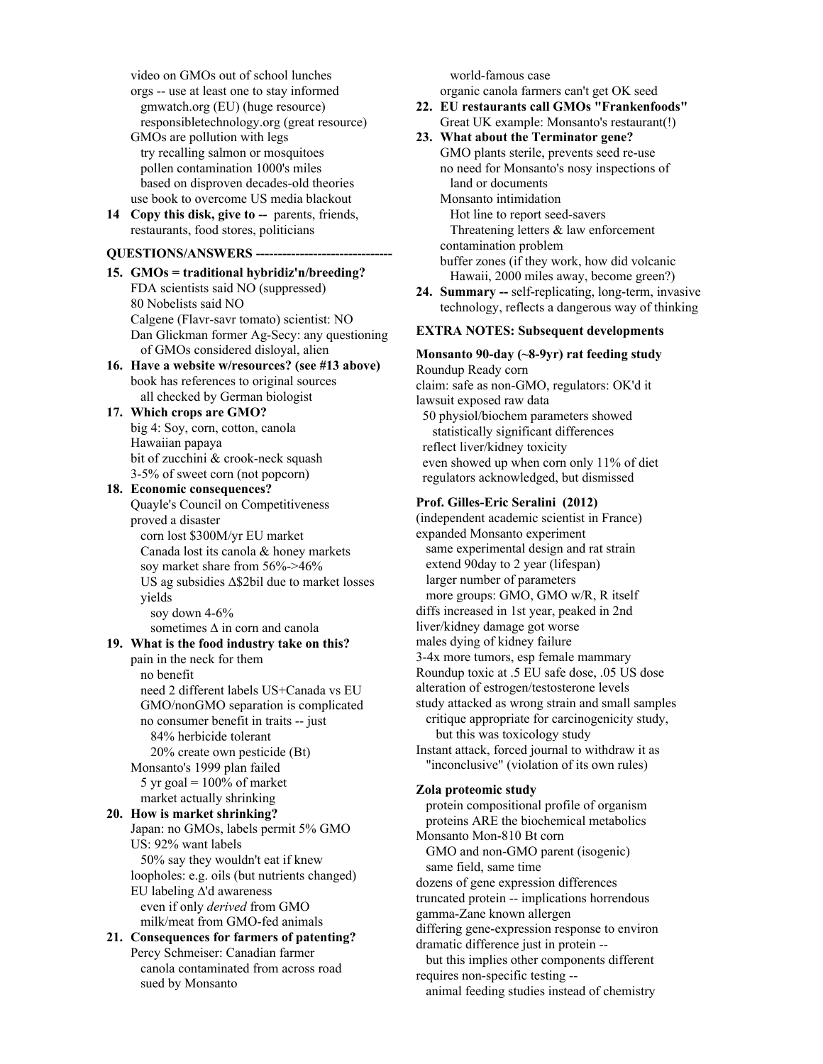video on GMOs out of school lunches
orgs -- use at least one to stay informed
  gmwatch.org (EU) (huge resource)
  responsibletechnology.org (great resource)
GMOs are pollution with legs
  try recalling salmon or mosquitoes
  pollen contamination 1000's miles
  based on disproven decades-old theories
use book to overcome US media blackout

**14 Copy this disk, give to --** parents, friends, restaurants, food stores, politicians

**QUESTIONS/ANSWERS -------------------------------**

**15. GMOs = traditional hybridiz'n/breeding?**
FDA scientists said NO (suppressed)
80 Nobelists said NO
Calgene (Flavr-savr tomato) scientist: NO
Dan Glickman former Ag-Secy: any questioning of GMOs considered disloyal, alien

**16. Have a website w/resources? (see #13 above)**
book has references to original sources
  all checked by German biologist

**17. Which crops are GMO?**
big 4: Soy, corn, cotton, canola
Hawaiian papaya
bit of zucchini & crook-neck squash
3-5% of sweet corn (not popcorn)

**18. Economic consequences?**
Quayle's Council on Competitiveness
proved a disaster
  corn lost $300M/yr EU market
  Canada lost its canola & honey markets
  soy market share from 56%->46%
  US ag subsidies Δ$2bil due to market losses
  yields
    soy down 4-6%
    sometimes Δ in corn and canola

**19. What is the food industry take on this?**
pain in the neck for them
  no benefit
  need 2 different labels US+Canada vs EU
  GMO/nonGMO separation is complicated
  no consumer benefit in traits -- just
    84% herbicide tolerant
    20% create own pesticide (Bt)
Monsanto's 1999 plan failed
  5 yr goal = 100% of market
  market actually shrinking

**20. How is market shrinking?**
Japan: no GMOs, labels permit 5% GMO
US: 92% want labels
  50% say they wouldn't eat if knew
loopholes: e.g. oils (but nutrients changed)
EU labeling Δ'd awareness
  even if only *derived* from GMO
  milk/meat from GMO-fed animals

**21. Consequences for farmers of patenting?**
Percy Schmeiser: Canadian farmer
  canola contaminated from across road
  sued by Monsanto
  world-famous case
organic canola farmers can't get OK seed

**22. EU restaurants call GMOs "Frankenfoods"**
Great UK example: Monsanto's restaurant(!)

**23. What about the Terminator gene?**
GMO plants sterile, prevents seed re-use
no need for Monsanto's nosy inspections of land or documents
Monsanto intimidation
  Hot line to report seed-savers
  Threatening letters & law enforcement
contamination problem
buffer zones (if they work, how did volcanic Hawaii, 2000 miles away, become green?)

**24. Summary --** self-replicating, long-term, invasive technology, reflects a dangerous way of thinking

**EXTRA NOTES: Subsequent developments**

**Monsanto 90-day (~8-9yr) rat feeding study**
Roundup Ready corn
claim: safe as non-GMO, regulators: OK'd it
lawsuit exposed raw data
  50 physiol/biochem parameters showed statistically significant differences
  reflect liver/kidney toxicity
  even showed up when corn only 11% of diet
  regulators acknowledged, but dismissed

**Prof. Gilles-Eric Seralini (2012)**
(independent academic scientist in France)
expanded Monsanto experiment
  same experimental design and rat strain
  extend 90day to 2 year (lifespan)
  larger number of parameters
  more groups: GMO, GMO w/R, R itself
diffs increased in 1st year, peaked in 2nd
liver/kidney damage got worse
males dying of kidney failure
3-4x more tumors, esp female mammary
Roundup toxic at .5 EU safe dose, .05 US dose
alteration of estrogen/testosterone levels
study attacked as wrong strain and small samples
  critique appropriate for carcinogenicity study,
    but this was toxicology study
Instant attack, forced journal to withdraw it as "inconclusive" (violation of its own rules)

**Zola proteomic study**
  protein compositional profile of organism
  proteins ARE the biochemical metabolics
Monsanto Mon-810 Bt corn
  GMO and non-GMO parent (isogenic)
  same field, same time
dozens of gene expression differences
truncated protein -- implications horrendous
gamma-Zane known allergen
differing gene-expression response to environ
dramatic difference just in protein --
  but this implies other components different
requires non-specific testing --
  animal feeding studies instead of chemistry